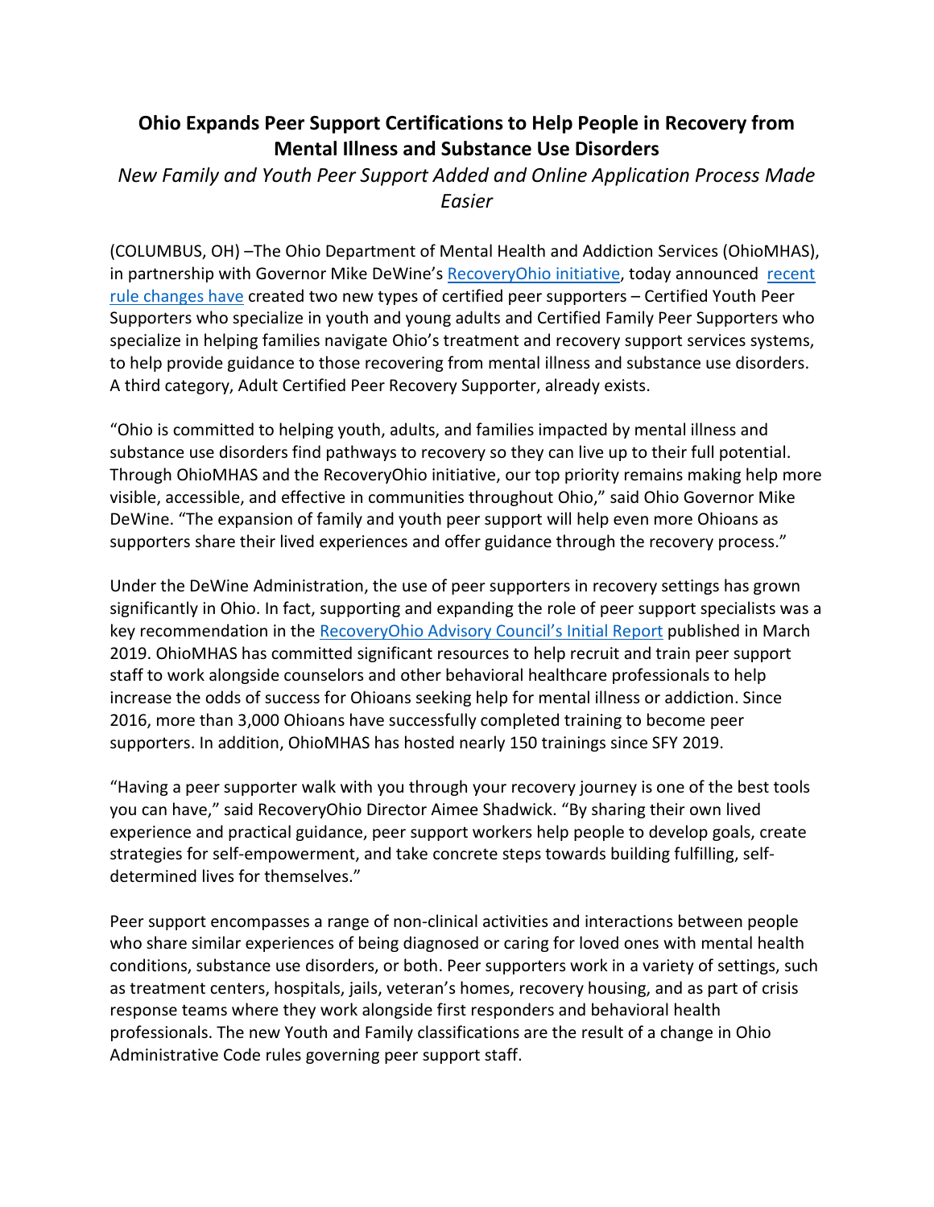# Ohio Expands Peer Support Certifications to Help People in Recovery from Mental Illness and Substance Use Disorders

*New Family and Youth Peer Support Added and Online Application Process Made Easier*

(COLUMBUS, OH) –The Ohio Department of Mental Health and Addiction Services (OhioMHAS), in partnership with Governor Mike DeWine's RecoveryOhio initiative, today announced recent rule changes have created two new types of certified peer supporters – Certified Youth Peer Supporters who specialize in youth and young adults and Certified Family Peer Supporters who specialize in helping families navigate Ohio's treatment and recovery support services systems, to help provide guidance to those recovering from mental illness and substance use disorders. A third category, Adult Certified Peer Recovery Supporter, already exists.

"Ohio is committed to helping youth, adults, and families impacted by mental illness and substance use disorders find pathways to recovery so they can live up to their full potential. Through OhioMHAS and the RecoveryOhio initiative, our top priority remains making help more visible, accessible, and effective in communities throughout Ohio," said Ohio Governor Mike DeWine. "The expansion of family and youth peer support will help even more Ohioans as supporters share their lived experiences and offer guidance through the recovery process."

Under the DeWine Administration, the use of peer supporters in recovery settings has grown significantly in Ohio. In fact, supporting and expanding the role of peer support specialists was a key recommendation in the RecoveryOhio Advisory Council's Initial Report published in March 2019. OhioMHAS has committed significant resources to help recruit and train peer support staff to work alongside counselors and other behavioral healthcare professionals to help increase the odds of success for Ohioans seeking help for mental illness or addiction. Since 2016, more than 3,000 Ohioans have successfully completed training to become peer supporters. In addition, OhioMHAS has hosted nearly 150 trainings since SFY 2019.

"Having a peer supporter walk with you through your recovery journey is one of the best tools you can have," said RecoveryOhio Director Aimee Shadwick. "By sharing their own lived experience and practical guidance, peer support workers help people to develop goals, create strategies for self-empowerment, and take concrete steps towards building fulfilling, self-determined lives for themselves."

Peer support encompasses a range of non-clinical activities and interactions between people who share similar experiences of being diagnosed or caring for loved ones with mental health conditions, substance use disorders, or both. Peer supporters work in a variety of settings, such as treatment centers, hospitals, jails, veteran's homes, recovery housing, and as part of crisis response teams where they work alongside first responders and behavioral health professionals. The new Youth and Family classifications are the result of a change in Ohio Administrative Code rules governing peer support staff.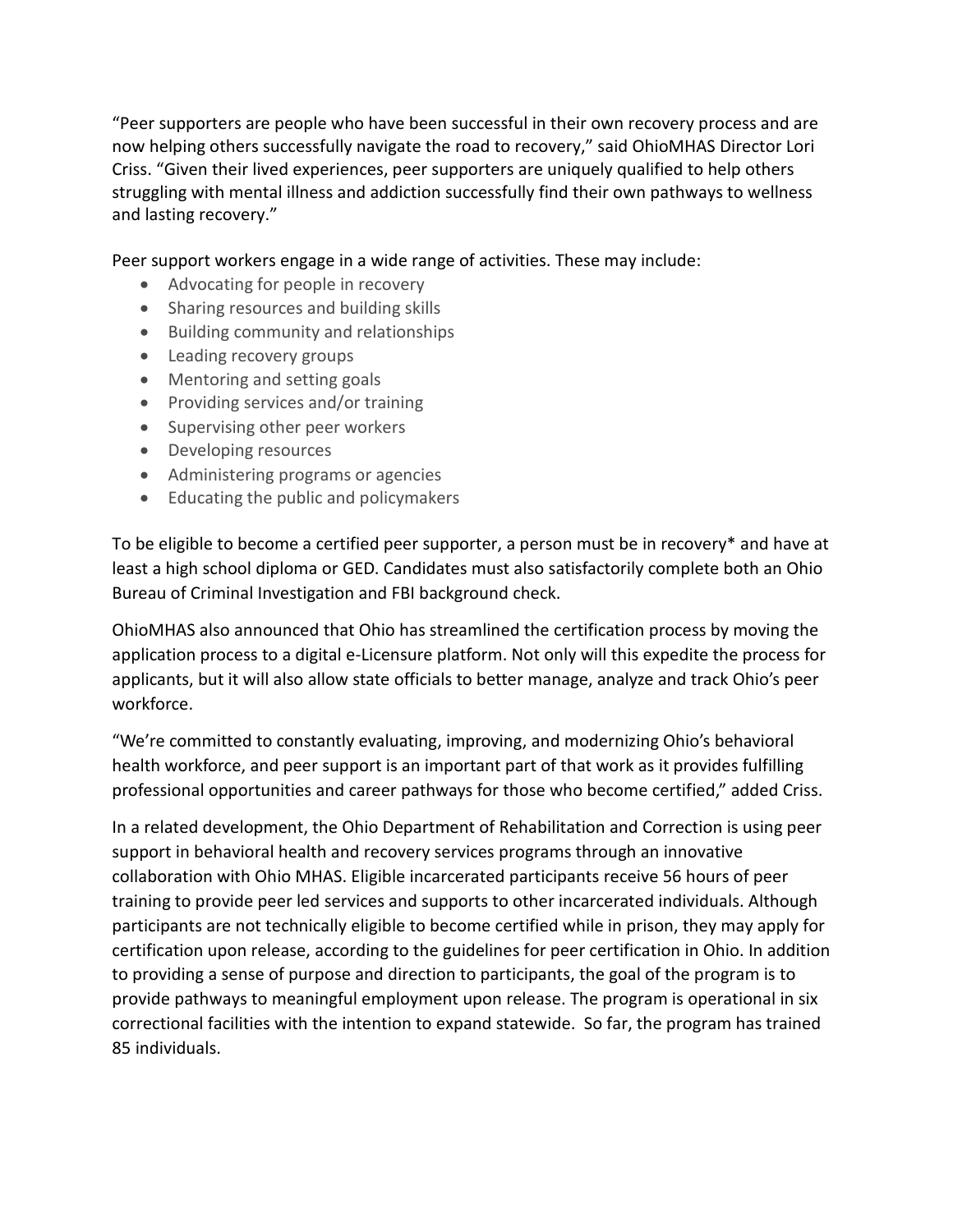"Peer supporters are people who have been successful in their own recovery process and are now helping others successfully navigate the road to recovery," said OhioMHAS Director Lori Criss. "Given their lived experiences, peer supporters are uniquely qualified to help others struggling with mental illness and addiction successfully find their own pathways to wellness and lasting recovery."

Peer support workers engage in a wide range of activities. These may include:

- Advocating for people in recovery
- Sharing resources and building skills
- Building community and relationships
- Leading recovery groups
- Mentoring and setting goals
- Providing services and/or training
- Supervising other peer workers
- Developing resources
- Administering programs or agencies
- Educating the public and policymakers

To be eligible to become a certified peer supporter, a person must be in recovery* and have at least a high school diploma or GED. Candidates must also satisfactorily complete both an Ohio Bureau of Criminal Investigation and FBI background check.

OhioMHAS also announced that Ohio has streamlined the certification process by moving the application process to a digital e-Licensure platform. Not only will this expedite the process for applicants, but it will also allow state officials to better manage, analyze and track Ohio's peer workforce.

"We're committed to constantly evaluating, improving, and modernizing Ohio's behavioral health workforce, and peer support is an important part of that work as it provides fulfilling professional opportunities and career pathways for those who become certified," added Criss.

In a related development, the Ohio Department of Rehabilitation and Correction is using peer support in behavioral health and recovery services programs through an innovative collaboration with Ohio MHAS. Eligible incarcerated participants receive 56 hours of peer training to provide peer led services and supports to other incarcerated individuals. Although participants are not technically eligible to become certified while in prison, they may apply for certification upon release, according to the guidelines for peer certification in Ohio. In addition to providing a sense of purpose and direction to participants, the goal of the program is to provide pathways to meaningful employment upon release. The program is operational in six correctional facilities with the intention to expand statewide. So far, the program has trained 85 individuals.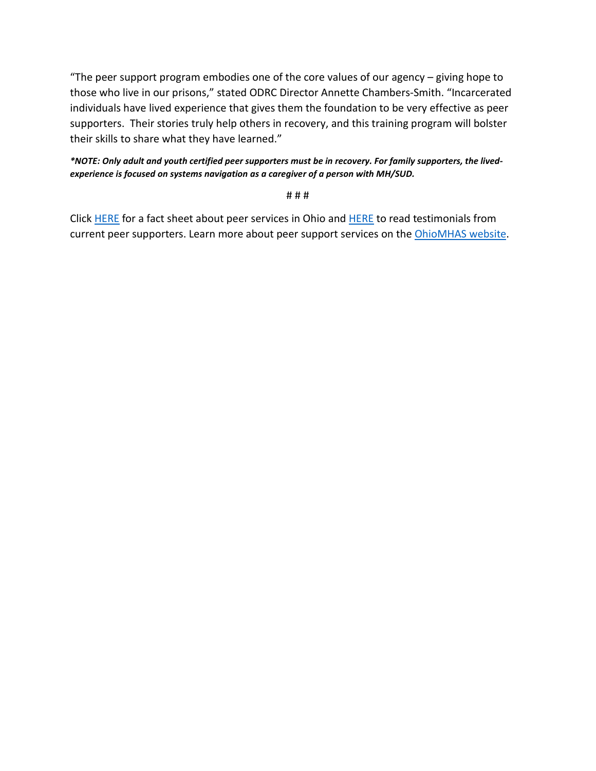"The peer support program embodies one of the core values of our agency – giving hope to those who live in our prisons," stated ODRC Director Annette Chambers-Smith. "Incarcerated individuals have lived experience that gives them the foundation to be very effective as peer supporters. Their stories truly help others in recovery, and this training program will bolster their skills to share what they have learned."

***\*NOTE: Only adult and youth certified peer supporters must be in recovery. For family supporters, the lived-experience is focused on systems navigation as a caregiver of a person with MH/SUD.***

# # #

Click HERE for a fact sheet about peer services in Ohio and HERE to read testimonials from current peer supporters. Learn more about peer support services on the OhioMHAS website.